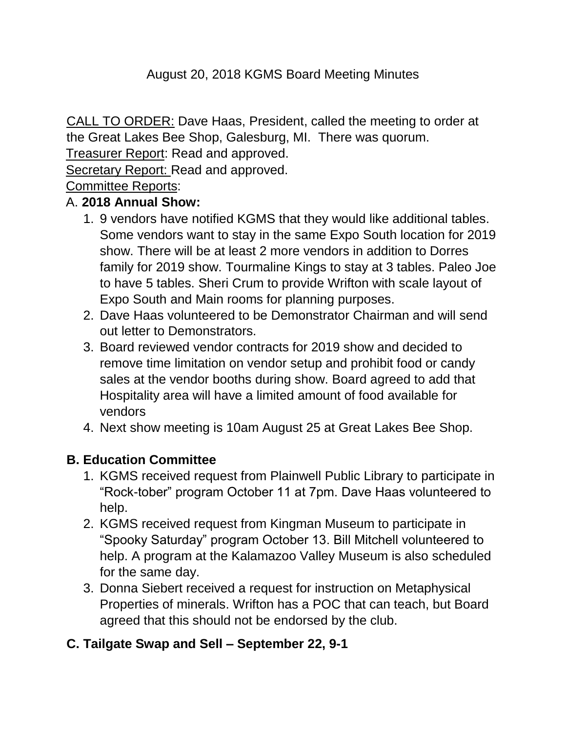# August 20, 2018 KGMS Board Meeting Minutes

<u>CALL TO ORDER:</u> Dave Haas, President, called the meeting to order at the Great Lakes Bee Shop, Galesburg, MI. There was quorum.

<u>Treasurer Report</u>: Read and approved.

<u>Secretary Report:</u> Read and approved.

<u>Committee Reports</u>:

A. **2018 Annual Show:**

1. 9 vendors have notified KGMS that they would like additional tables. Some vendors want to stay in the same Expo South location for 2019 show. There will be at least 2 more vendors in addition to Dorres family for 2019 show. Tourmaline Kings to stay at 3 tables. Paleo Joe to have 5 tables. Sheri Crum to provide Wrifton with scale layout of Expo South and Main rooms for planning purposes.
2. Dave Haas volunteered to be Demonstrator Chairman and will send out letter to Demonstrators.
3. Board reviewed vendor contracts for 2019 show and decided to remove time limitation on vendor setup and prohibit food or candy sales at the vendor booths during show. Board agreed to add that Hospitality area will have a limited amount of food available for vendors
4. Next show meeting is 10am August 25 at Great Lakes Bee Shop.

**B. Education Committee**

1. KGMS received request from Plainwell Public Library to participate in "Rock-tober" program October 11 at 7pm. Dave Haas volunteered to help.
2. KGMS received request from Kingman Museum to participate in "Spooky Saturday" program October 13. Bill Mitchell volunteered to help. A program at the Kalamazoo Valley Museum is also scheduled for the same day.
3. Donna Siebert received a request for instruction on Metaphysical Properties of minerals. Wrifton has a POC that can teach, but Board agreed that this should not be endorsed by the club.

**C. Tailgate Swap and Sell – September 22, 9-1**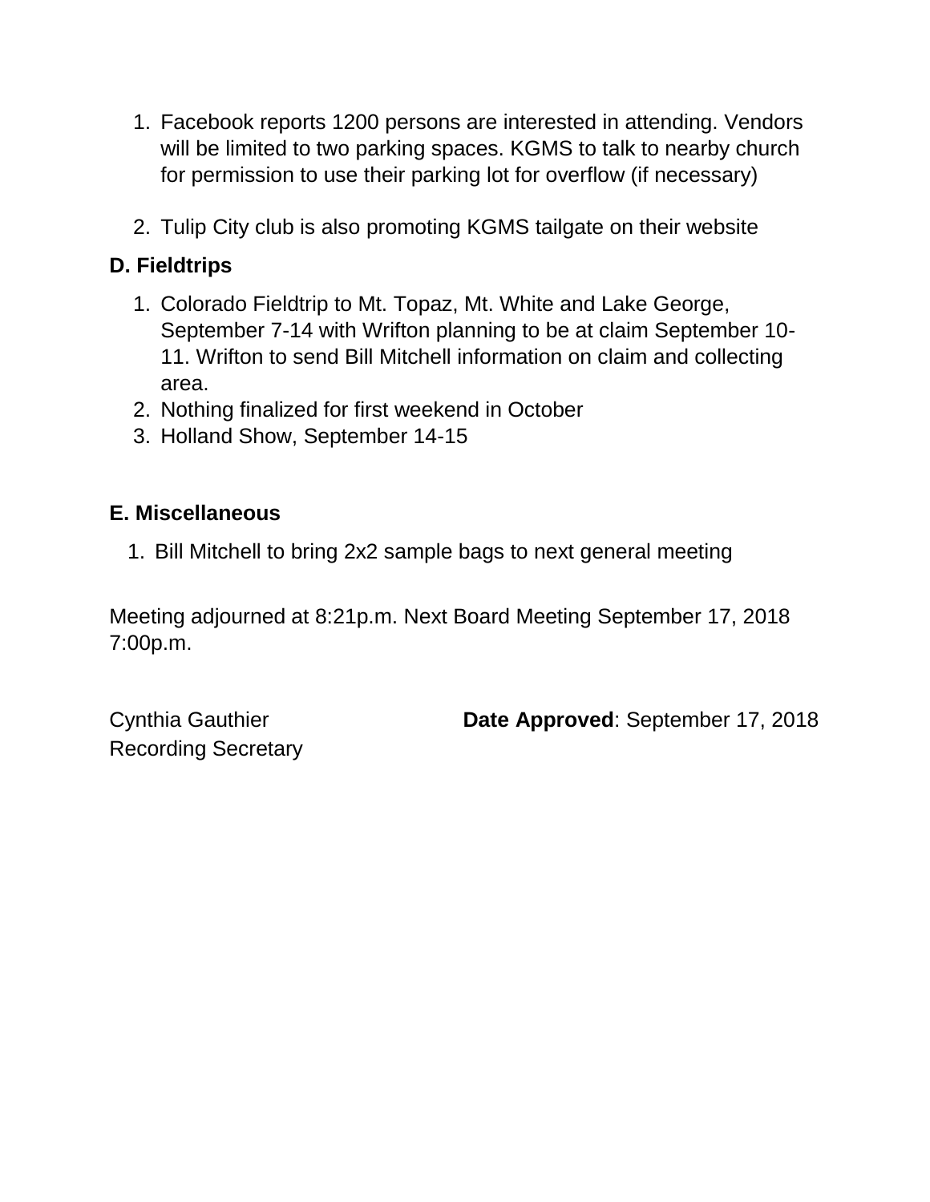1. Facebook reports 1200 persons are interested in attending. Vendors will be limited to two parking spaces. KGMS to talk to nearby church for permission to use their parking lot for overflow (if necessary)

2. Tulip City club is also promoting KGMS tailgate on their website

**D. Fieldtrips**

1. Colorado Fieldtrip to Mt. Topaz, Mt. White and Lake George, September 7-14 with Wrifton planning to be at claim September 10-11. Wrifton to send Bill Mitchell information on claim and collecting area.
2. Nothing finalized for first weekend in October
3. Holland Show, September 14-15

**E. Miscellaneous**

1. Bill Mitchell to bring 2x2 sample bags to next general meeting

Meeting adjourned at 8:21p.m. Next Board Meeting September 17, 2018 7:00p.m.

Cynthia Gauthier
Recording Secretary

**Date Approved**: September 17, 2018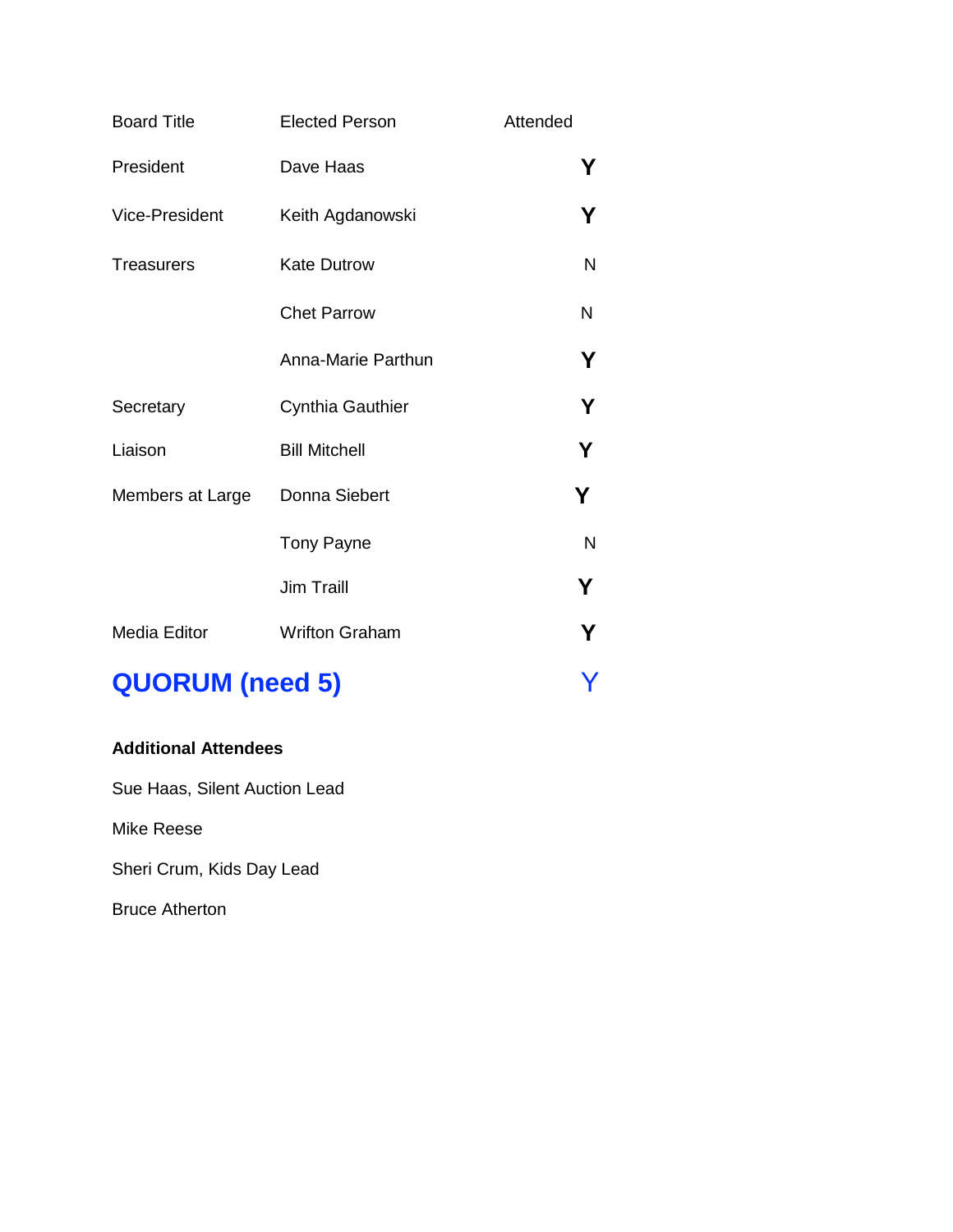| Board Title | Elected Person | Attended |
|---|---|---|
| President | Dave Haas | **Y** |
| Vice-President | Keith Agdanowski | **Y** |
| Treasurers | Kate Dutrow | N |
| | Chet Parrow | N |
| | Anna-Marie Parthun | **Y** |
| Secretary | Cynthia Gauthier | **Y** |
| Liaison | Bill Mitchell | **Y** |
| Members at Large | Donna Siebert | **Y** |
| | Tony Payne | N |
| | Jim Traill | **Y** |
| Media Editor | Wrifton Graham | **Y** |
| **QUORUM (need 5)** | | Y |

**Additional Attendees**

Sue Haas, Silent Auction Lead

Mike Reese

Sheri Crum, Kids Day Lead

Bruce Atherton